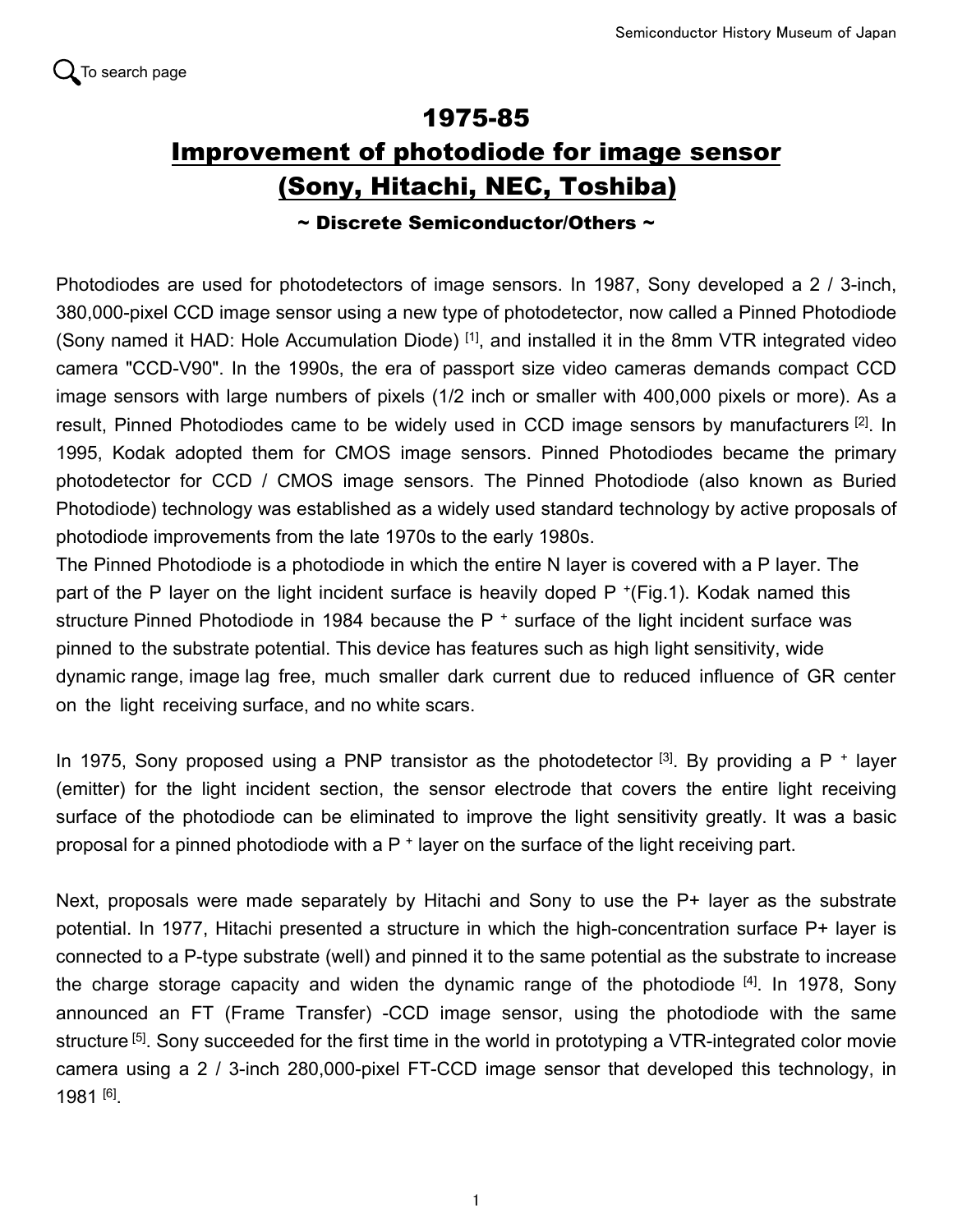To search page

# 1975-85
# Improvement of photodiode for image sensor (Sony, Hitachi, NEC, Toshiba)

**~ Discrete Semiconductor/Others ~**

Photodiodes are used for photodetectors of image sensors. In 1987, Sony developed a 2 / 3-inch, 380,000-pixel CCD image sensor using a new type of photodetector, now called a Pinned Photodiode (Sony named it HAD: Hole Accumulation Diode) [1], and installed it in the 8mm VTR integrated video camera "CCD-V90". In the 1990s, the era of passport size video cameras demands compact CCD image sensors with large numbers of pixels (1/2 inch or smaller with 400,000 pixels or more). As a result, Pinned Photodiodes came to be widely used in CCD image sensors by manufacturers [2]. In 1995, Kodak adopted them for CMOS image sensors. Pinned Photodiodes became the primary photodetector for CCD / CMOS image sensors. The Pinned Photodiode (also known as Buried Photodiode) technology was established as a widely used standard technology by active proposals of photodiode improvements from the late 1970s to the early 1980s.

The Pinned Photodiode is a photodiode in which the entire N layer is covered with a P layer. The part of the P layer on the light incident surface is heavily doped $P^+$(Fig.1). Kodak named this structure Pinned Photodiode in 1984 because the $P^+$ surface of the light incident surface was pinned to the substrate potential. This device has features such as high light sensitivity, wide dynamic range, image lag free, much smaller dark current due to reduced influence of GR center on the light receiving surface, and no white scars.

In 1975, Sony proposed using a PNP transistor as the photodetector [3]. By providing a $P^+$ layer (emitter) for the light incident section, the sensor electrode that covers the entire light receiving surface of the photodiode can be eliminated to improve the light sensitivity greatly. It was a basic proposal for a pinned photodiode with a $P^+$ layer on the surface of the light receiving part.

Next, proposals were made separately by Hitachi and Sony to use the P+ layer as the substrate potential. In 1977, Hitachi presented a structure in which the high-concentration surface P+ layer is connected to a P-type substrate (well) and pinned it to the same potential as the substrate to increase the charge storage capacity and widen the dynamic range of the photodiode [4]. In 1978, Sony announced an FT (Frame Transfer) -CCD image sensor, using the photodiode with the same structure [5]. Sony succeeded for the first time in the world in prototyping a VTR-integrated color movie camera using a 2 / 3-inch 280,000-pixel FT-CCD image sensor that developed this technology, in 1981 [6].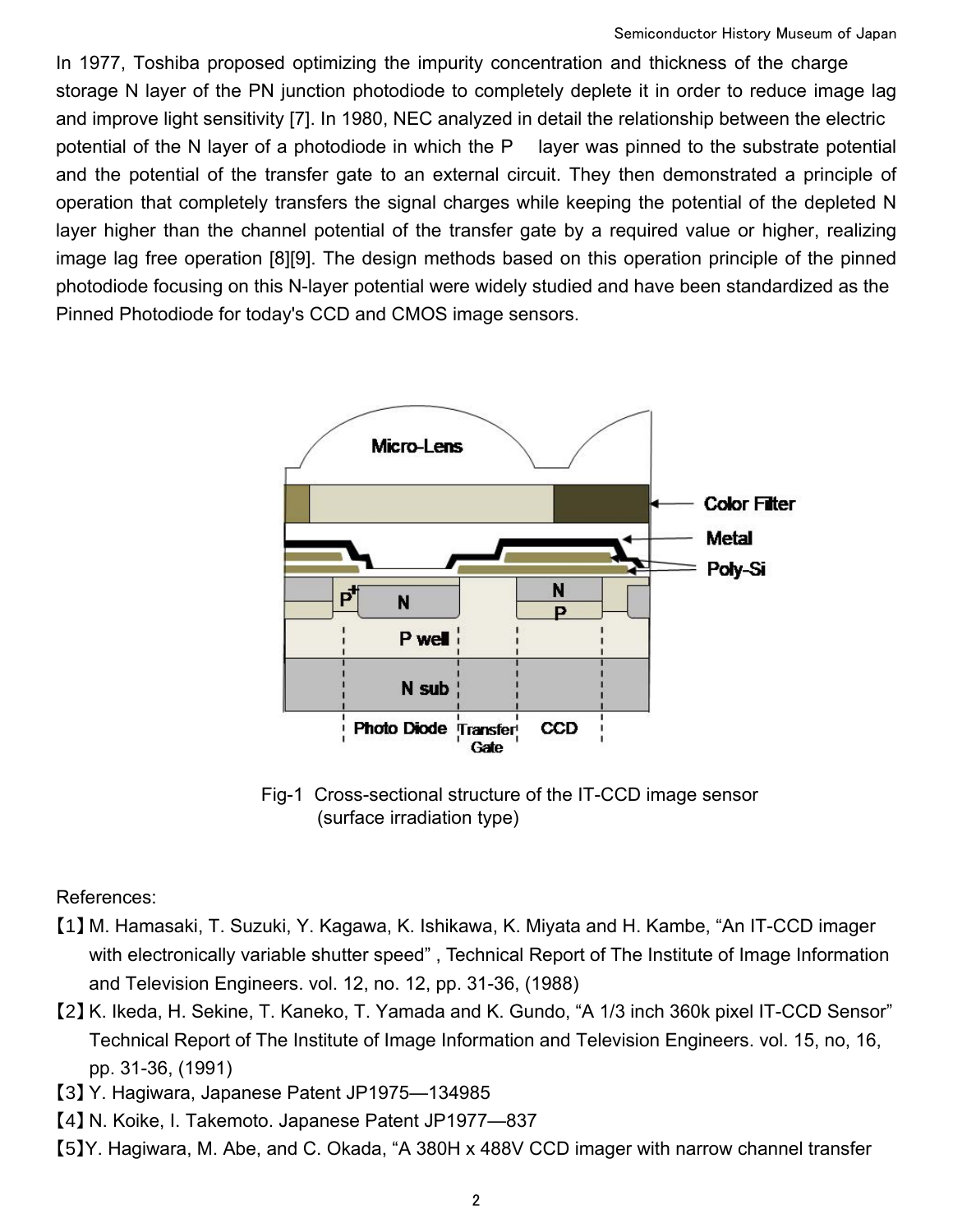In 1977, Toshiba proposed optimizing the impurity concentration and thickness of the charge storage N layer of the PN junction photodiode to completely deplete it in order to reduce image lag and improve light sensitivity [7]. In 1980, NEC analyzed in detail the relationship between the electric potential of the N layer of a photodiode in which the P layer was pinned to the substrate potential and the potential of the transfer gate to an external circuit. They then demonstrated a principle of operation that completely transfers the signal charges while keeping the potential of the depleted N layer higher than the channel potential of the transfer gate by a required value or higher, realizing image lag free operation [8][9]. The design methods based on this operation principle of the pinned photodiode focusing on this N-layer potential were widely studied and have been standardized as the Pinned Photodiode for today's CCD and CMOS image sensors.

Fig-1 Cross-sectional structure of the IT-CCD image sensor (surface irradiation type)

References:

【1】M. Hamasaki, T. Suzuki, Y. Kagawa, K. Ishikawa, K. Miyata and H. Kambe, “An IT-CCD imager with electronically variable shutter speed” , Technical Report of The Institute of Image Information and Television Engineers. vol. 12, no. 12, pp. 31-36, (1988)

【2】K. Ikeda, H. Sekine, T. Kaneko, T. Yamada and K. Gundo, “A 1/3 inch 360k pixel IT-CCD Sensor” Technical Report of The Institute of Image Information and Television Engineers. vol. 15, no, 16, pp. 31-36, (1991)

【3】Y. Hagiwara, Japanese Patent JP1975—134985

【4】N. Koike, I. Takemoto. Japanese Patent JP1977—837

【5】Y. Hagiwara, M. Abe, and C. Okada, “A 380H x 488V CCD imager with narrow channel transfer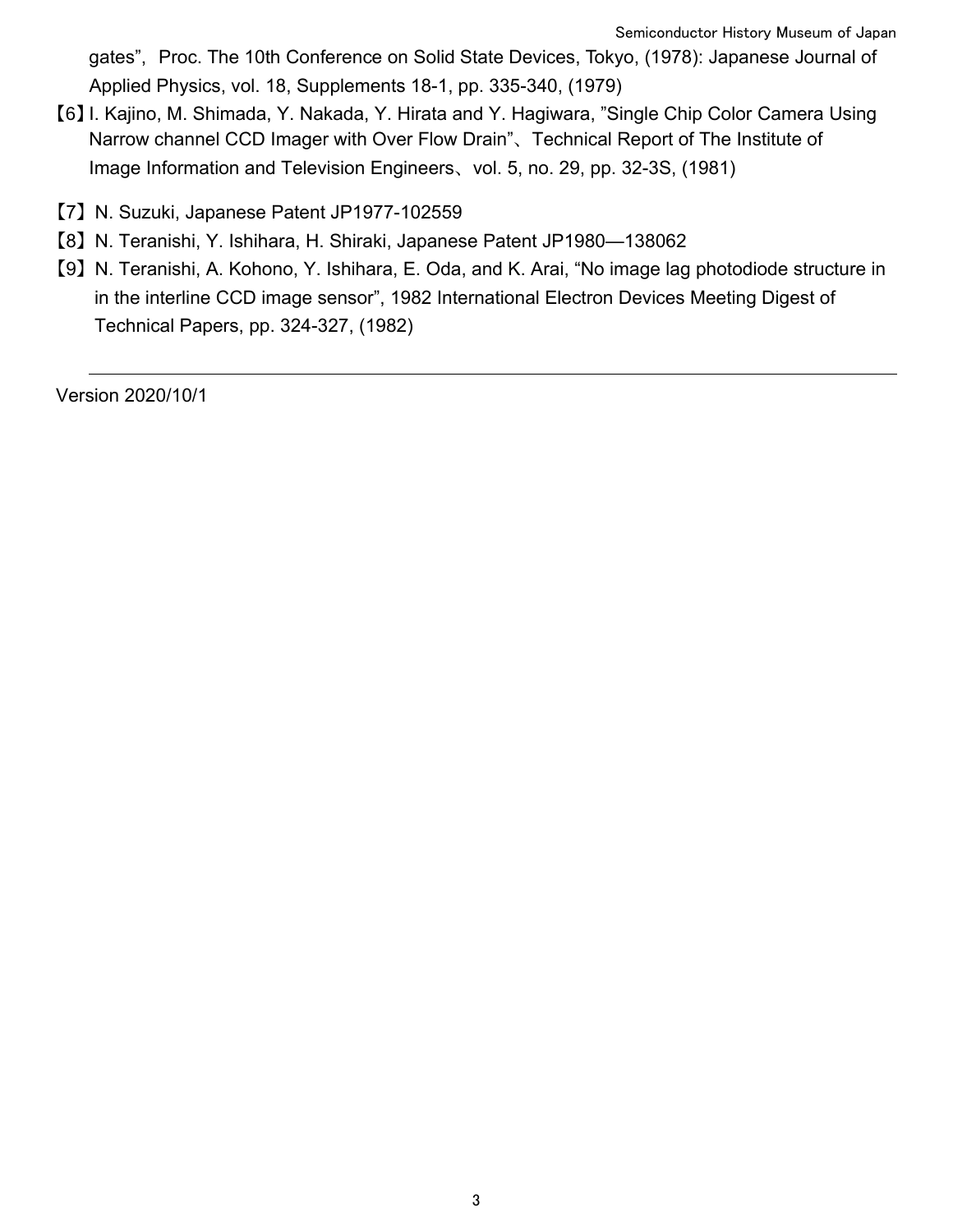gates", Proc. The 10th Conference on Solid State Devices, Tokyo, (1978): Japanese Journal of Applied Physics, vol. 18, Supplements 18-1, pp. 335-340, (1979)

【6】I. Kajino, M. Shimada, Y. Nakada, Y. Hirata and Y. Hagiwara, "Single Chip Color Camera Using Narrow channel CCD Imager with Over Flow Drain"、Technical Report of The Institute of Image Information and Television Engineers、vol. 5, no. 29, pp. 32-3S, (1981)

【7】N. Suzuki, Japanese Patent JP1977-102559

【8】N. Teranishi, Y. Ishihara, H. Shiraki, Japanese Patent JP1980—138062

【9】N. Teranishi, A. Kohono, Y. Ishihara, E. Oda, and K. Arai, "No image lag photodiode structure in in the interline CCD image sensor", 1982 International Electron Devices Meeting Digest of Technical Papers, pp. 324-327, (1982)

---

Version 2020/10/1